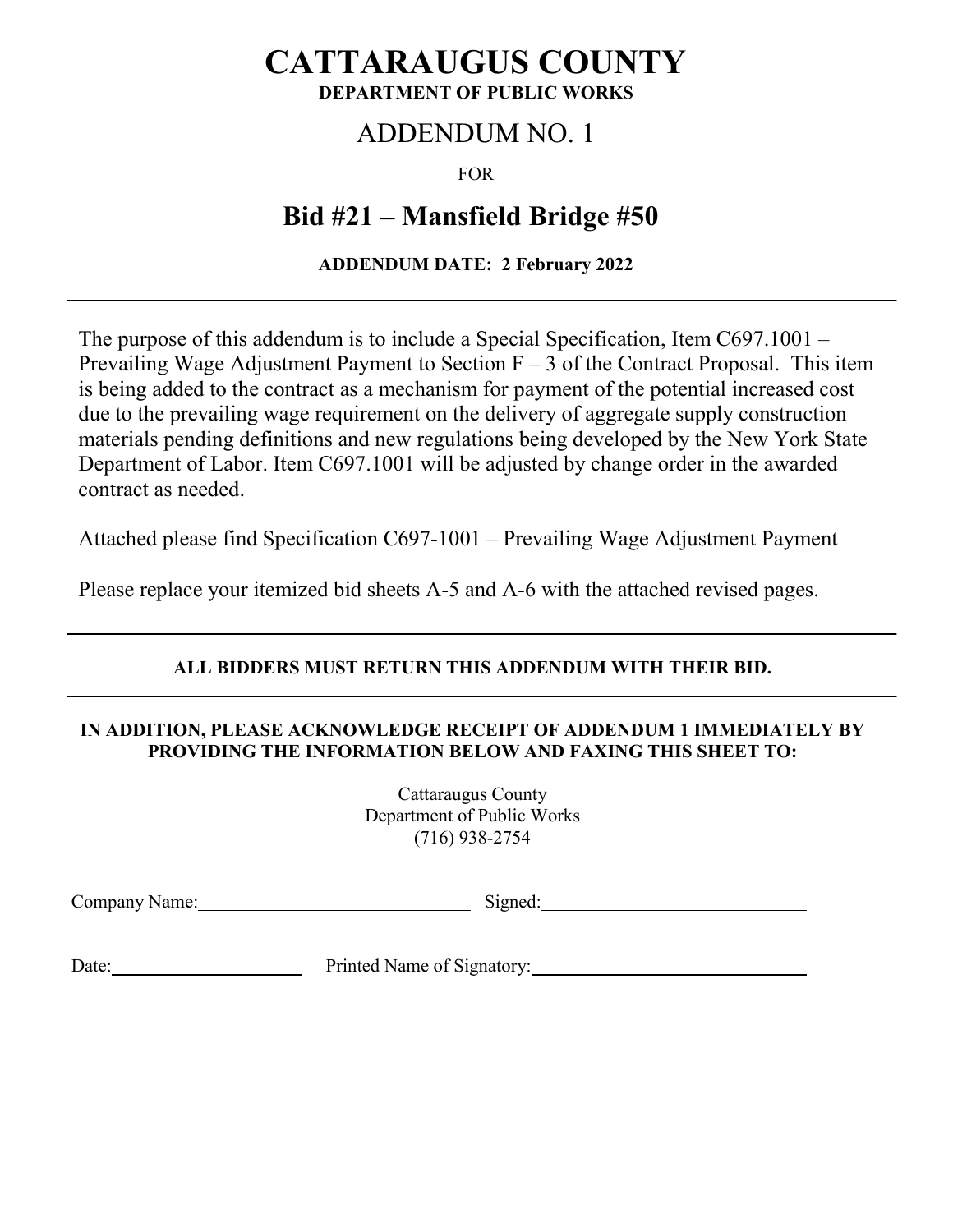# CATTARAUGUS COUNTY

**DEPARTMENT OF PUBLIC WORKS**

## ADDENDUM NO. 1

FOR

## Bid #21 – Mansfield Bridge #50

**ADDENDUM DATE: 2 February 2022**

---

The purpose of this addendum is to include a Special Specification, Item C697.1001 – Prevailing Wage Adjustment Payment to Section F – 3 of the Contract Proposal. This item is being added to the contract as a mechanism for payment of the potential increased cost due to the prevailing wage requirement on the delivery of aggregate supply construction materials pending definitions and new regulations being developed by the New York State Department of Labor. Item C697.1001 will be adjusted by change order in the awarded contract as needed.

Attached please find Specification C697-1001 – Prevailing Wage Adjustment Payment

Please replace your itemized bid sheets A-5 and A-6 with the attached revised pages.

---

**ALL BIDDERS MUST RETURN THIS ADDENDUM WITH THEIR BID.**

---

**IN ADDITION, PLEASE ACKNOWLEDGE RECEIPT OF ADDENDUM 1 IMMEDIATELY BY PROVIDING THE INFORMATION BELOW AND FAXING THIS SHEET TO:**

Cattaraugus County
Department of Public Works
(716) 938-2754

Company Name:\_\_\_\_\_\_\_\_\_\_\_\_\_\_\_\_\_\_\_\_\_\_\_\_\_\_\_\_ Signed:\_\_\_\_\_\_\_\_\_\_\_\_\_\_\_\_\_\_\_\_\_\_\_\_\_\_\_\_

Date:\_\_\_\_\_\_\_\_\_\_\_\_\_\_\_\_\_\_\_\_ Printed Name of Signatory:\_\_\_\_\_\_\_\_\_\_\_\_\_\_\_\_\_\_\_\_\_\_\_\_\_\_\_\_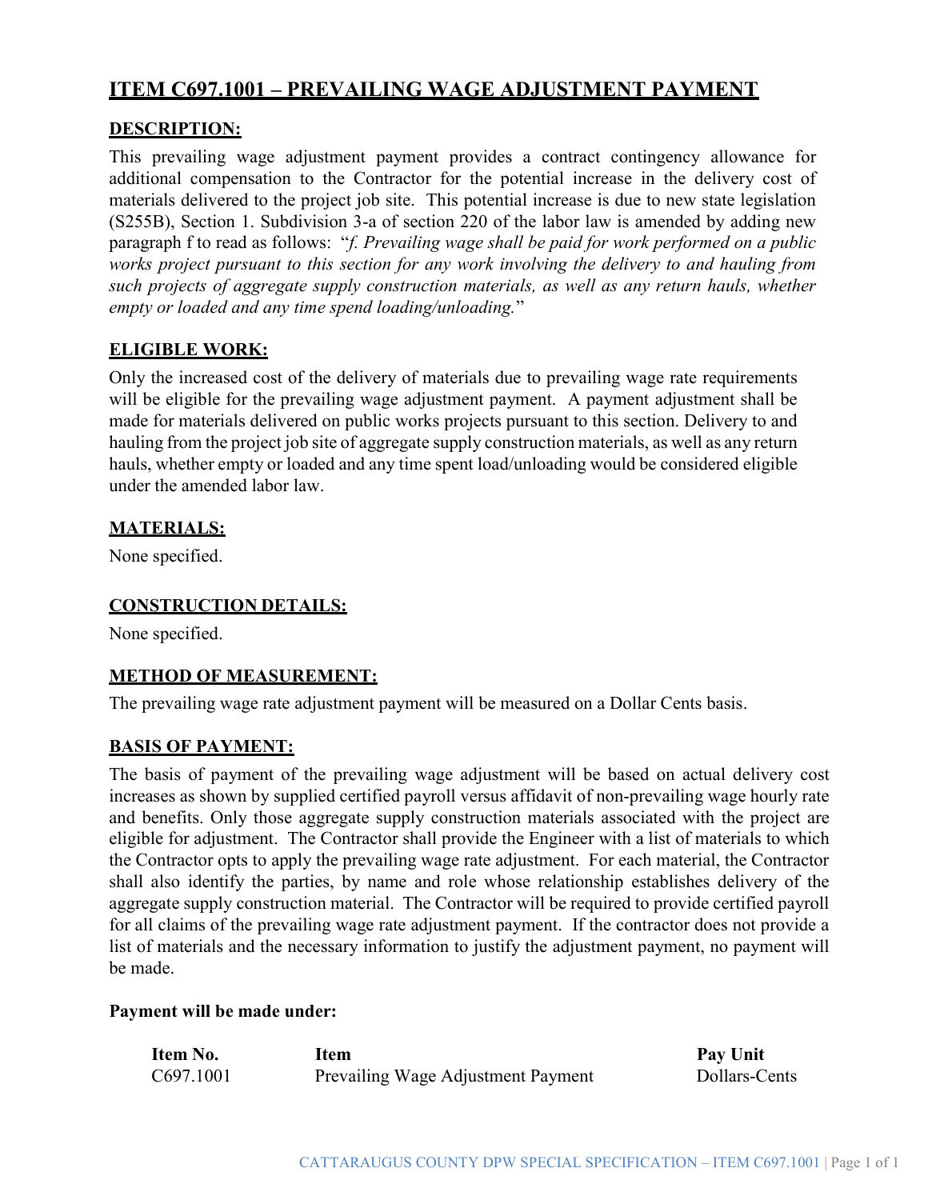# ITEM C697.1001 – PREVAILING WAGE ADJUSTMENT PAYMENT

## DESCRIPTION:

This prevailing wage adjustment payment provides a contract contingency allowance for additional compensation to the Contractor for the potential increase in the delivery cost of materials delivered to the project job site. This potential increase is due to new state legislation (S255B), Section 1. Subdivision 3-a of section 220 of the labor law is amended by adding new paragraph f to read as follows: "*f. Prevailing wage shall be paid for work performed on a public works project pursuant to this section for any work involving the delivery to and hauling from such projects of aggregate supply construction materials, as well as any return hauls, whether empty or loaded and any time spend loading/unloading.*"

## ELIGIBLE WORK:

Only the increased cost of the delivery of materials due to prevailing wage rate requirements will be eligible for the prevailing wage adjustment payment. A payment adjustment shall be made for materials delivered on public works projects pursuant to this section. Delivery to and hauling from the project job site of aggregate supply construction materials, as well as any return hauls, whether empty or loaded and any time spent load/unloading would be considered eligible under the amended labor law.

## MATERIALS:

None specified.

## CONSTRUCTION DETAILS:

None specified.

## METHOD OF MEASUREMENT:

The prevailing wage rate adjustment payment will be measured on a Dollar Cents basis.

## BASIS OF PAYMENT:

The basis of payment of the prevailing wage adjustment will be based on actual delivery cost increases as shown by supplied certified payroll versus affidavit of non-prevailing wage hourly rate and benefits. Only those aggregate supply construction materials associated with the project are eligible for adjustment. The Contractor shall provide the Engineer with a list of materials to which the Contractor opts to apply the prevailing wage rate adjustment. For each material, the Contractor shall also identify the parties, by name and role whose relationship establishes delivery of the aggregate supply construction material. The Contractor will be required to provide certified payroll for all claims of the prevailing wage rate adjustment payment. If the contractor does not provide a list of materials and the necessary information to justify the adjustment payment, no payment will be made.

**Payment will be made under:**

| Item No. | Item | Pay Unit |
|---|---|---|
| C697.1001 | Prevailing Wage Adjustment Payment | Dollars-Cents |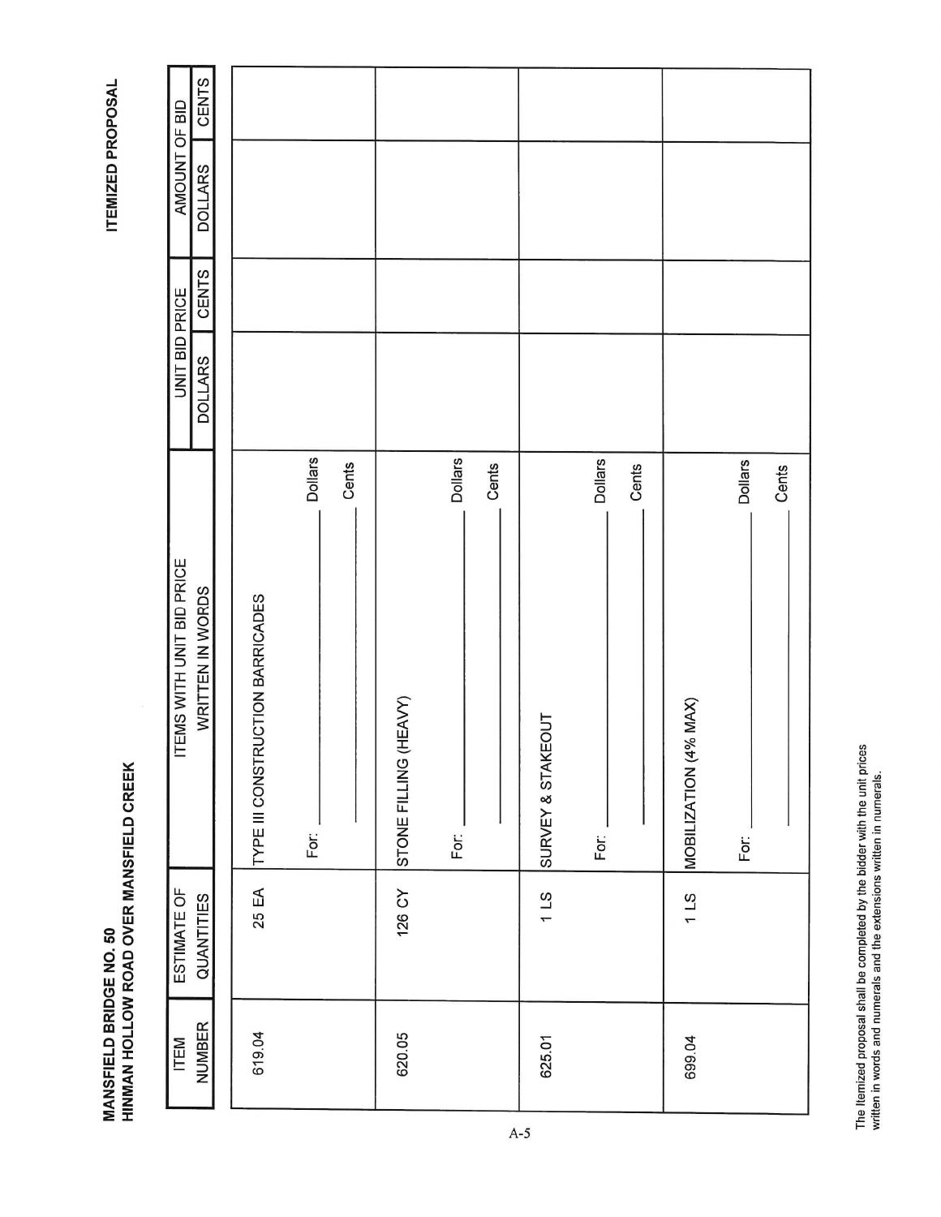**MANSFIELD BRIDGE NO. 50**
**HINMAN HOLLOW ROAD OVER MANSFIELD CREEK**

**ITEMIZED PROPOSAL**

| ITEM NUMBER | ESTIMATE OF QUANTITIES | ITEMS WITH UNIT BID PRICE WRITTEN IN WORDS | UNIT BID PRICE | | AMOUNT OF BID | |
|---|---|---|---|---|---|---|
| | | | DOLLARS | CENTS | DOLLARS | CENTS |
| 619.04 | 25 EA | TYPE III CONSTRUCTION BARRICADES<br>For: ____________ Dollars<br>____________ Cents | | | | |
| 620.05 | 126 CY | STONE FILLING (HEAVY)<br>For: ____________ Dollars<br>____________ Cents | | | | |
| 625.01 | 1 LS | SURVEY & STAKEOUT<br>For: ____________ Dollars<br>____________ Cents | | | | |
| 699.04 | 1 LS | MOBILIZATION (4% MAX)<br>For: ____________ Dollars<br>____________ Cents | | | | |

The Itemized proposal shall be completed by the bidder with the unit prices written in words and numerals and the extensions written in numerals.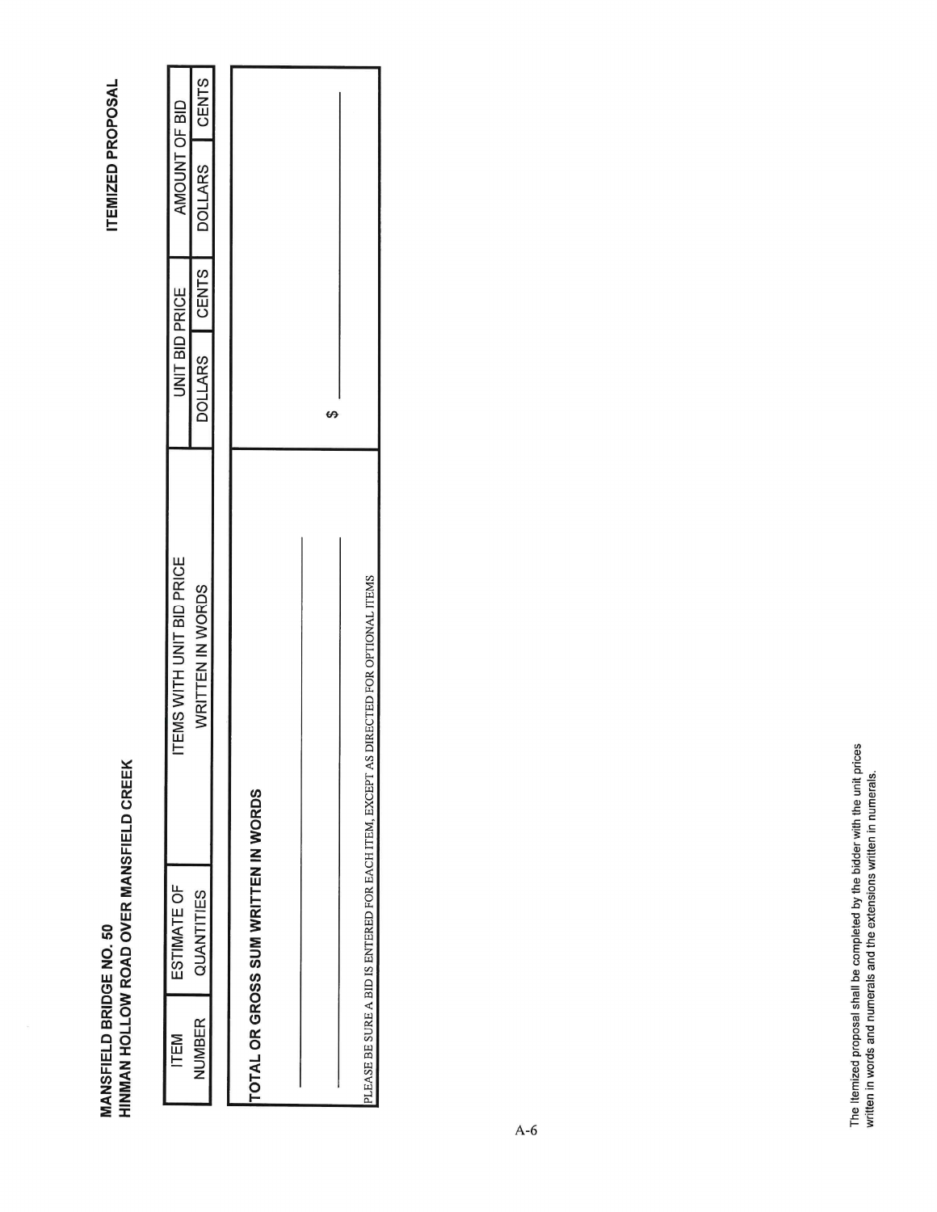**MANSFIELD BRIDGE NO. 50**
**HINMAN HOLLOW ROAD OVER MANSFIELD CREEK**

**ITEMIZED PROPOSAL**

| ITEM NUMBER | ESTIMATE OF QUANTITIES | ITEMS WITH UNIT BID PRICE WRITTEN IN WORDS | UNIT BID PRICE | | AMOUNT OF BID | |
|---|---|---|---|---|---|---|
| | | | DOLLARS | CENTS | DOLLARS | CENTS |

**TOTAL OR GROSS SUM WRITTEN IN WORDS**

\_\_\_\_\_\_\_\_\_\_\_\_\_\_\_\_\_\_\_\_\_\_\_\_\_\_\_\_\_\_\_\_\_\_\_\_\_\_\_\_

\_\_\_\_\_\_\_\_\_\_\_\_\_\_\_\_\_\_\_\_\_\_\_\_\_\_\_\_\_\_\_\_\_\_\_\_\_\_\_\_ $ \_\_\_\_\_\_\_\_\_\_\_\_\_\_\_\_\_\_\_\_

PLEASE BE SURE A BID IS ENTERED FOR EACH ITEM, EXCEPT AS DIRECTED FOR OPTIONAL ITEMS

A-6

The Itemized proposal shall be completed by the bidder with the unit prices written in words and numerals and the extensions written in numerals.